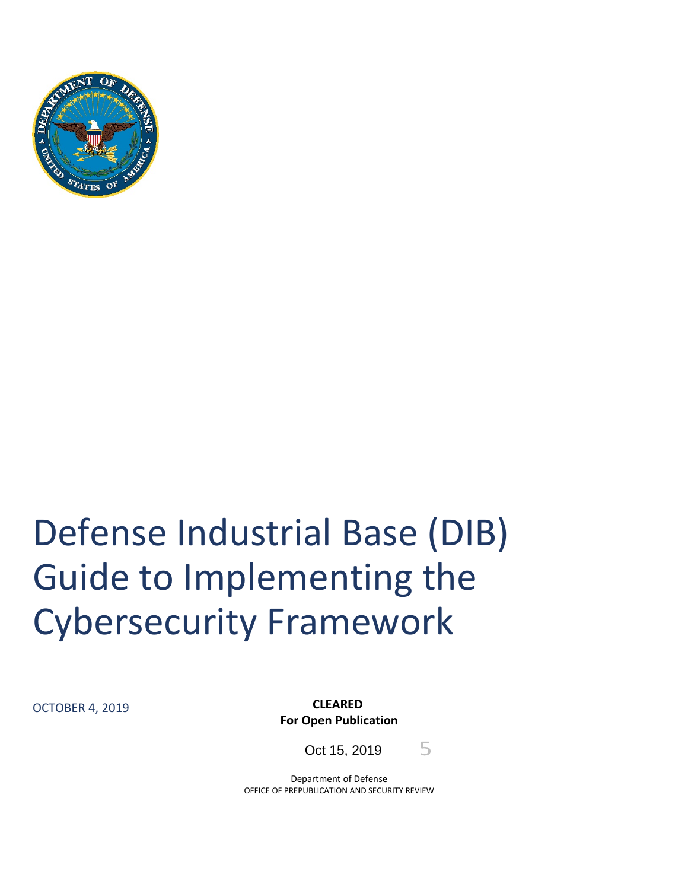# Defense Industrial Base (DIB) Guide to Implementing the Cybersecurity Framework

OCTOBER 4, 2019

**CLEARED**
**For Open Publication**

Oct 15, 2019 5

Department of Defense
OFFICE OF PREPUBLICATION AND SECURITY REVIEW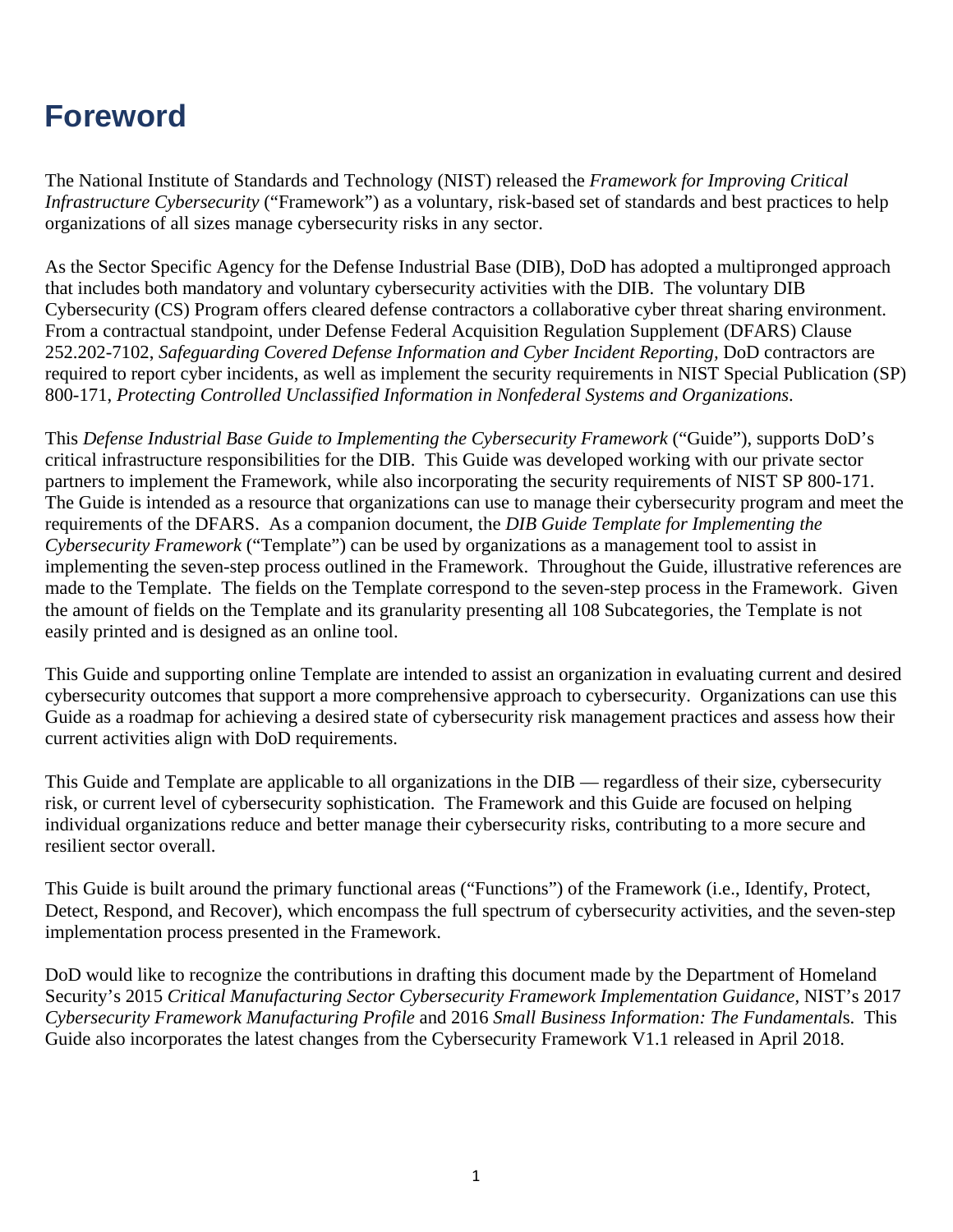# Foreword

The National Institute of Standards and Technology (NIST) released the *Framework for Improving Critical Infrastructure Cybersecurity* ("Framework") as a voluntary, risk-based set of standards and best practices to help organizations of all sizes manage cybersecurity risks in any sector.

As the Sector Specific Agency for the Defense Industrial Base (DIB), DoD has adopted a multipronged approach that includes both mandatory and voluntary cybersecurity activities with the DIB. The voluntary DIB Cybersecurity (CS) Program offers cleared defense contractors a collaborative cyber threat sharing environment. From a contractual standpoint, under Defense Federal Acquisition Regulation Supplement (DFARS) Clause 252.202-7102, *Safeguarding Covered Defense Information and Cyber Incident Reporting*, DoD contractors are required to report cyber incidents, as well as implement the security requirements in NIST Special Publication (SP) 800-171, *Protecting Controlled Unclassified Information in Nonfederal Systems and Organizations*.

This *Defense Industrial Base Guide to Implementing the Cybersecurity Framework* ("Guide"), supports DoD's critical infrastructure responsibilities for the DIB. This Guide was developed working with our private sector partners to implement the Framework, while also incorporating the security requirements of NIST SP 800-171. The Guide is intended as a resource that organizations can use to manage their cybersecurity program and meet the requirements of the DFARS. As a companion document, the *DIB Guide Template for Implementing the Cybersecurity Framework* ("Template") can be used by organizations as a management tool to assist in implementing the seven-step process outlined in the Framework. Throughout the Guide, illustrative references are made to the Template. The fields on the Template correspond to the seven-step process in the Framework. Given the amount of fields on the Template and its granularity presenting all 108 Subcategories, the Template is not easily printed and is designed as an online tool.

This Guide and supporting online Template are intended to assist an organization in evaluating current and desired cybersecurity outcomes that support a more comprehensive approach to cybersecurity. Organizations can use this Guide as a roadmap for achieving a desired state of cybersecurity risk management practices and assess how their current activities align with DoD requirements.

This Guide and Template are applicable to all organizations in the DIB — regardless of their size, cybersecurity risk, or current level of cybersecurity sophistication. The Framework and this Guide are focused on helping individual organizations reduce and better manage their cybersecurity risks, contributing to a more secure and resilient sector overall.

This Guide is built around the primary functional areas ("Functions") of the Framework (i.e., Identify, Protect, Detect, Respond, and Recover), which encompass the full spectrum of cybersecurity activities, and the seven-step implementation process presented in the Framework.

DoD would like to recognize the contributions in drafting this document made by the Department of Homeland Security's 2015 *Critical Manufacturing Sector Cybersecurity Framework Implementation Guidance*, NIST's 2017 *Cybersecurity Framework Manufacturing Profile* and 2016 *Small Business Information: The Fundamentals*. This Guide also incorporates the latest changes from the Cybersecurity Framework V1.1 released in April 2018.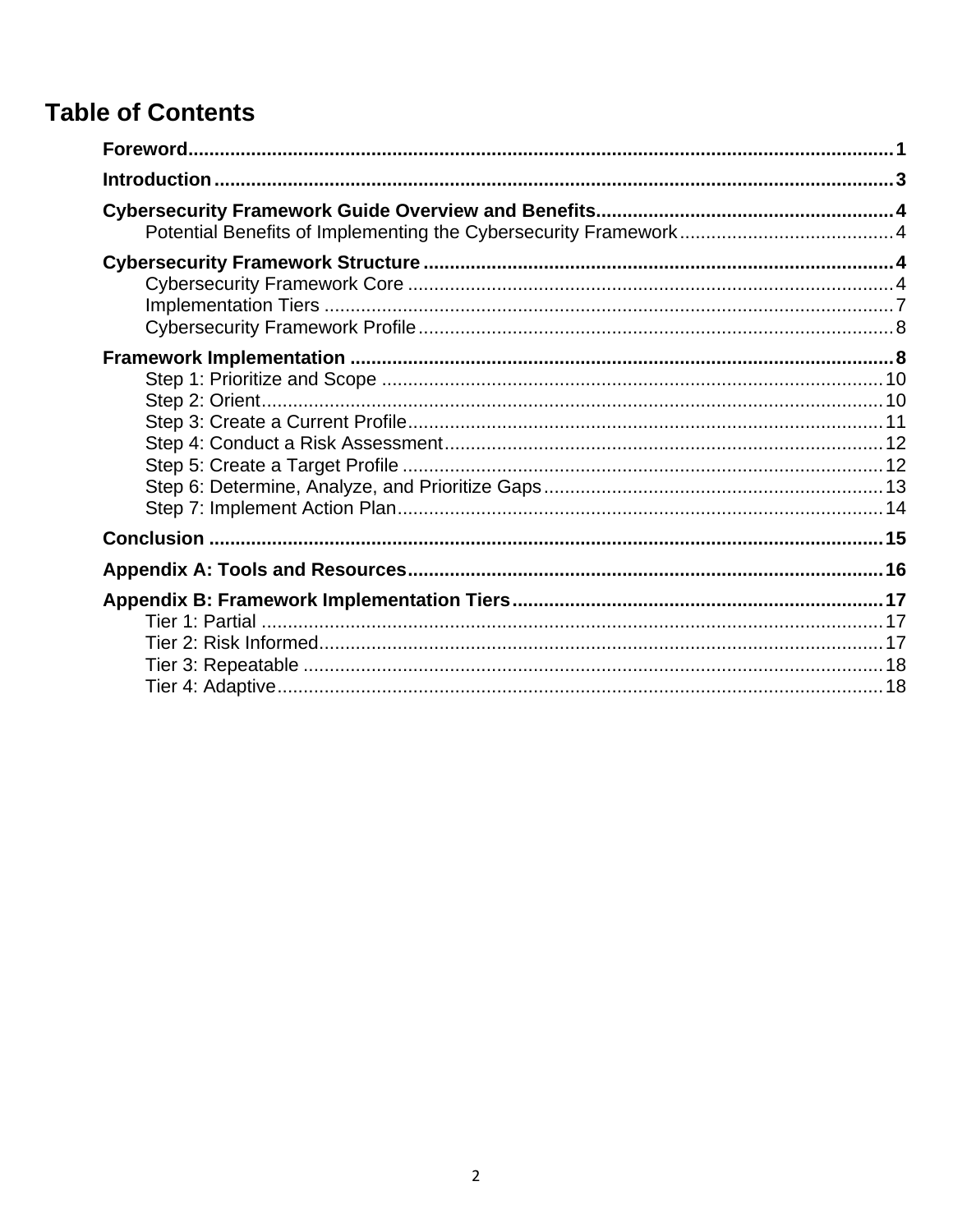# Table of Contents

**Foreword** .......... **1**

**Introduction** .......... **3**

**Cybersecurity Framework Guide Overview and Benefits** .......... **4**

- Potential Benefits of Implementing the Cybersecurity Framework .......... 4

**Cybersecurity Framework Structure** .......... **4**

- Cybersecurity Framework Core .......... 4
- Implementation Tiers .......... 7
- Cybersecurity Framework Profile .......... 8

**Framework Implementation** .......... **8**

- Step 1: Prioritize and Scope .......... 10
- Step 2: Orient .......... 10
- Step 3: Create a Current Profile .......... 11
- Step 4: Conduct a Risk Assessment .......... 12
- Step 5: Create a Target Profile .......... 12
- Step 6: Determine, Analyze, and Prioritize Gaps .......... 13
- Step 7: Implement Action Plan .......... 14

**Conclusion** .......... **15**

**Appendix A: Tools and Resources** .......... **16**

**Appendix B: Framework Implementation Tiers** .......... **17**

- Tier 1: Partial .......... 17
- Tier 2: Risk Informed .......... 17
- Tier 3: Repeatable .......... 18
- Tier 4: Adaptive .......... 18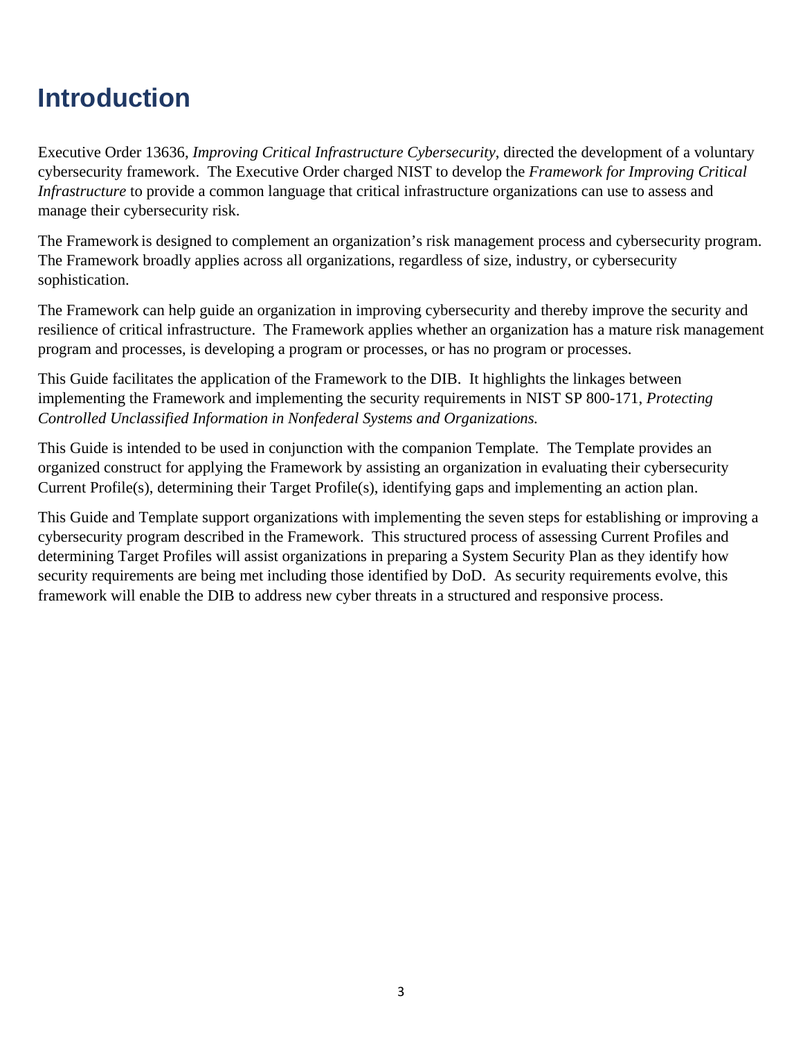# Introduction

Executive Order 13636, *Improving Critical Infrastructure Cybersecurity*, directed the development of a voluntary cybersecurity framework. The Executive Order charged NIST to develop the *Framework for Improving Critical Infrastructure* to provide a common language that critical infrastructure organizations can use to assess and manage their cybersecurity risk.

The Framework is designed to complement an organization's risk management process and cybersecurity program. The Framework broadly applies across all organizations, regardless of size, industry, or cybersecurity sophistication.

The Framework can help guide an organization in improving cybersecurity and thereby improve the security and resilience of critical infrastructure. The Framework applies whether an organization has a mature risk management program and processes, is developing a program or processes, or has no program or processes.

This Guide facilitates the application of the Framework to the DIB. It highlights the linkages between implementing the Framework and implementing the security requirements in NIST SP 800-171, *Protecting Controlled Unclassified Information in Nonfederal Systems and Organizations.*

This Guide is intended to be used in conjunction with the companion Template. The Template provides an organized construct for applying the Framework by assisting an organization in evaluating their cybersecurity Current Profile(s), determining their Target Profile(s), identifying gaps and implementing an action plan.

This Guide and Template support organizations with implementing the seven steps for establishing or improving a cybersecurity program described in the Framework. This structured process of assessing Current Profiles and determining Target Profiles will assist organizations in preparing a System Security Plan as they identify how security requirements are being met including those identified by DoD. As security requirements evolve, this framework will enable the DIB to address new cyber threats in a structured and responsive process.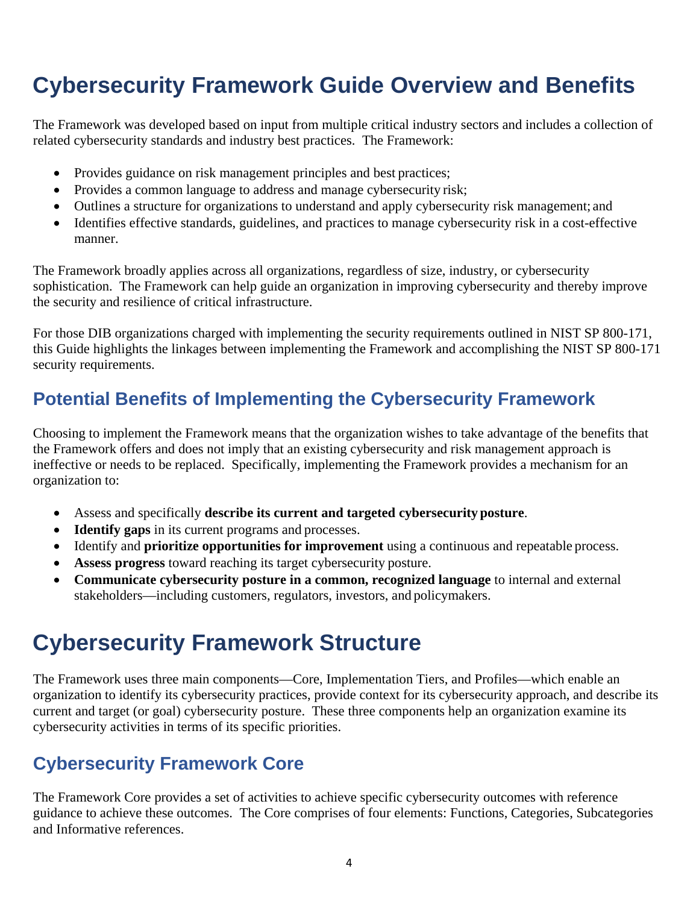# Cybersecurity Framework Guide Overview and Benefits

The Framework was developed based on input from multiple critical industry sectors and includes a collection of related cybersecurity standards and industry best practices. The Framework:

- Provides guidance on risk management principles and best practices;
- Provides a common language to address and manage cybersecurity risk;
- Outlines a structure for organizations to understand and apply cybersecurity risk management; and
- Identifies effective standards, guidelines, and practices to manage cybersecurity risk in a cost-effective manner.

The Framework broadly applies across all organizations, regardless of size, industry, or cybersecurity sophistication. The Framework can help guide an organization in improving cybersecurity and thereby improve the security and resilience of critical infrastructure.

For those DIB organizations charged with implementing the security requirements outlined in NIST SP 800-171, this Guide highlights the linkages between implementing the Framework and accomplishing the NIST SP 800-171 security requirements.

## Potential Benefits of Implementing the Cybersecurity Framework

Choosing to implement the Framework means that the organization wishes to take advantage of the benefits that the Framework offers and does not imply that an existing cybersecurity and risk management approach is ineffective or needs to be replaced. Specifically, implementing the Framework provides a mechanism for an organization to:

- Assess and specifically **describe its current and targeted cybersecurity posture**.
- **Identify gaps** in its current programs and processes.
- Identify and **prioritize opportunities for improvement** using a continuous and repeatable process.
- **Assess progress** toward reaching its target cybersecurity posture.
- **Communicate cybersecurity posture in a common, recognized language** to internal and external stakeholders—including customers, regulators, investors, and policymakers.

# Cybersecurity Framework Structure

The Framework uses three main components—Core, Implementation Tiers, and Profiles—which enable an organization to identify its cybersecurity practices, provide context for its cybersecurity approach, and describe its current and target (or goal) cybersecurity posture. These three components help an organization examine its cybersecurity activities in terms of its specific priorities.

## Cybersecurity Framework Core

The Framework Core provides a set of activities to achieve specific cybersecurity outcomes with reference guidance to achieve these outcomes. The Core comprises of four elements: Functions, Categories, Subcategories and Informative references.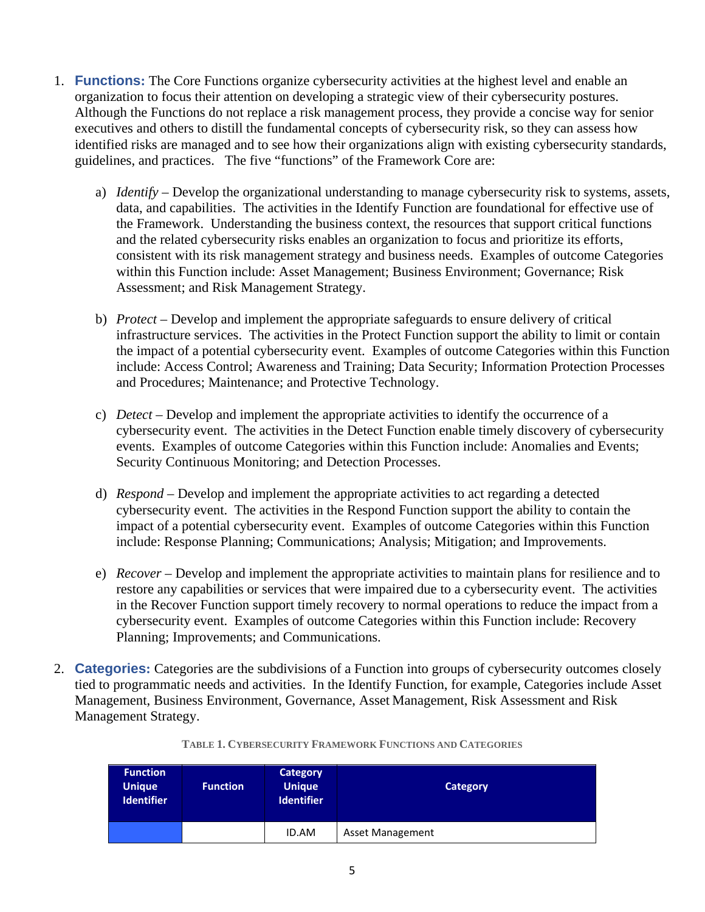1. **Functions:** The Core Functions organize cybersecurity activities at the highest level and enable an organization to focus their attention on developing a strategic view of their cybersecurity postures. Although the Functions do not replace a risk management process, they provide a concise way for senior executives and others to distill the fundamental concepts of cybersecurity risk, so they can assess how identified risks are managed and to see how their organizations align with existing cybersecurity standards, guidelines, and practices. The five "functions" of the Framework Core are:

   a) *Identify* – Develop the organizational understanding to manage cybersecurity risk to systems, assets, data, and capabilities. The activities in the Identify Function are foundational for effective use of the Framework. Understanding the business context, the resources that support critical functions and the related cybersecurity risks enables an organization to focus and prioritize its efforts, consistent with its risk management strategy and business needs. Examples of outcome Categories within this Function include: Asset Management; Business Environment; Governance; Risk Assessment; and Risk Management Strategy.

   b) *Protect* – Develop and implement the appropriate safeguards to ensure delivery of critical infrastructure services. The activities in the Protect Function support the ability to limit or contain the impact of a potential cybersecurity event. Examples of outcome Categories within this Function include: Access Control; Awareness and Training; Data Security; Information Protection Processes and Procedures; Maintenance; and Protective Technology.

   c) *Detect* – Develop and implement the appropriate activities to identify the occurrence of a cybersecurity event. The activities in the Detect Function enable timely discovery of cybersecurity events. Examples of outcome Categories within this Function include: Anomalies and Events; Security Continuous Monitoring; and Detection Processes.

   d) *Respond* – Develop and implement the appropriate activities to act regarding a detected cybersecurity event. The activities in the Respond Function support the ability to contain the impact of a potential cybersecurity event. Examples of outcome Categories within this Function include: Response Planning; Communications; Analysis; Mitigation; and Improvements.

   e) *Recover* – Develop and implement the appropriate activities to maintain plans for resilience and to restore any capabilities or services that were impaired due to a cybersecurity event. The activities in the Recover Function support timely recovery to normal operations to reduce the impact from a cybersecurity event. Examples of outcome Categories within this Function include: Recovery Planning; Improvements; and Communications.

2. **Categories:** Categories are the subdivisions of a Function into groups of cybersecurity outcomes closely tied to programmatic needs and activities. In the Identify Function, for example, Categories include Asset Management, Business Environment, Governance, Asset Management, Risk Assessment and Risk Management Strategy.

**TABLE 1. CYBERSECURITY FRAMEWORK FUNCTIONS AND CATEGORIES**

| Function Unique Identifier | Function | Category Unique Identifier | Category |
|---|---|---|---|
| | | ID.AM | Asset Management |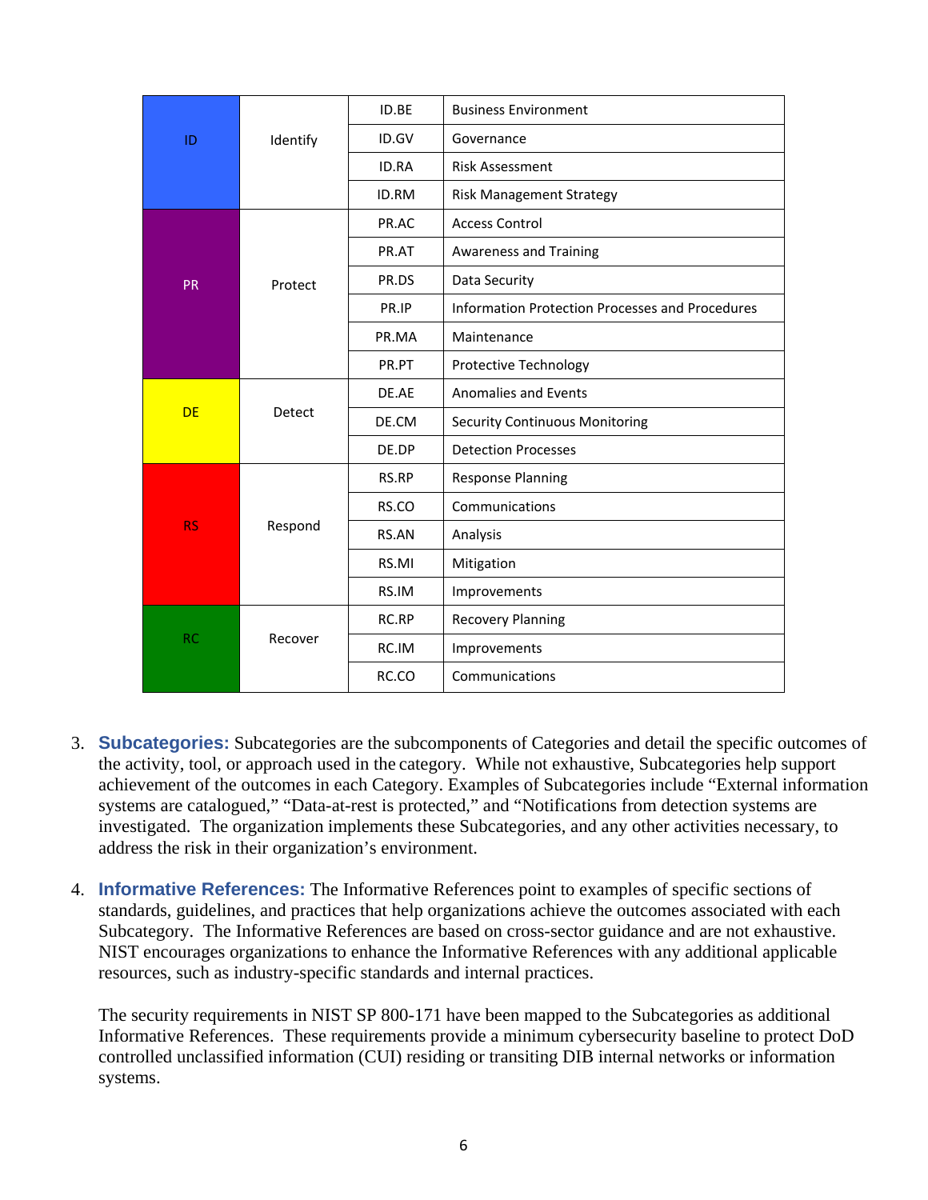| | | | |
|---|---|---|---|
| ID | Identify | ID.BE | Business Environment |
| | | ID.GV | Governance |
| | | ID.RA | Risk Assessment |
| | | ID.RM | Risk Management Strategy |
| PR | Protect | PR.AC | Access Control |
| | | PR.AT | Awareness and Training |
| | | PR.DS | Data Security |
| | | PR.IP | Information Protection Processes and Procedures |
| | | PR.MA | Maintenance |
| | | PR.PT | Protective Technology |
| DE | Detect | DE.AE | Anomalies and Events |
| | | DE.CM | Security Continuous Monitoring |
| | | DE.DP | Detection Processes |
| RS | Respond | RS.RP | Response Planning |
| | | RS.CO | Communications |
| | | RS.AN | Analysis |
| | | RS.MI | Mitigation |
| | | RS.IM | Improvements |
| RC | Recover | RC.RP | Recovery Planning |
| | | RC.IM | Improvements |
| | | RC.CO | Communications |

3. **Subcategories:** Subcategories are the subcomponents of Categories and detail the specific outcomes of the activity, tool, or approach used in the category. While not exhaustive, Subcategories help support achievement of the outcomes in each Category. Examples of Subcategories include "External information systems are catalogued," "Data-at-rest is protected," and "Notifications from detection systems are investigated. The organization implements these Subcategories, and any other activities necessary, to address the risk in their organization's environment.

4. **Informative References:** The Informative References point to examples of specific sections of standards, guidelines, and practices that help organizations achieve the outcomes associated with each Subcategory. The Informative References are based on cross-sector guidance and are not exhaustive. NIST encourages organizations to enhance the Informative References with any additional applicable resources, such as industry-specific standards and internal practices.

   The security requirements in NIST SP 800-171 have been mapped to the Subcategories as additional Informative References. These requirements provide a minimum cybersecurity baseline to protect DoD controlled unclassified information (CUI) residing or transiting DIB internal networks or information systems.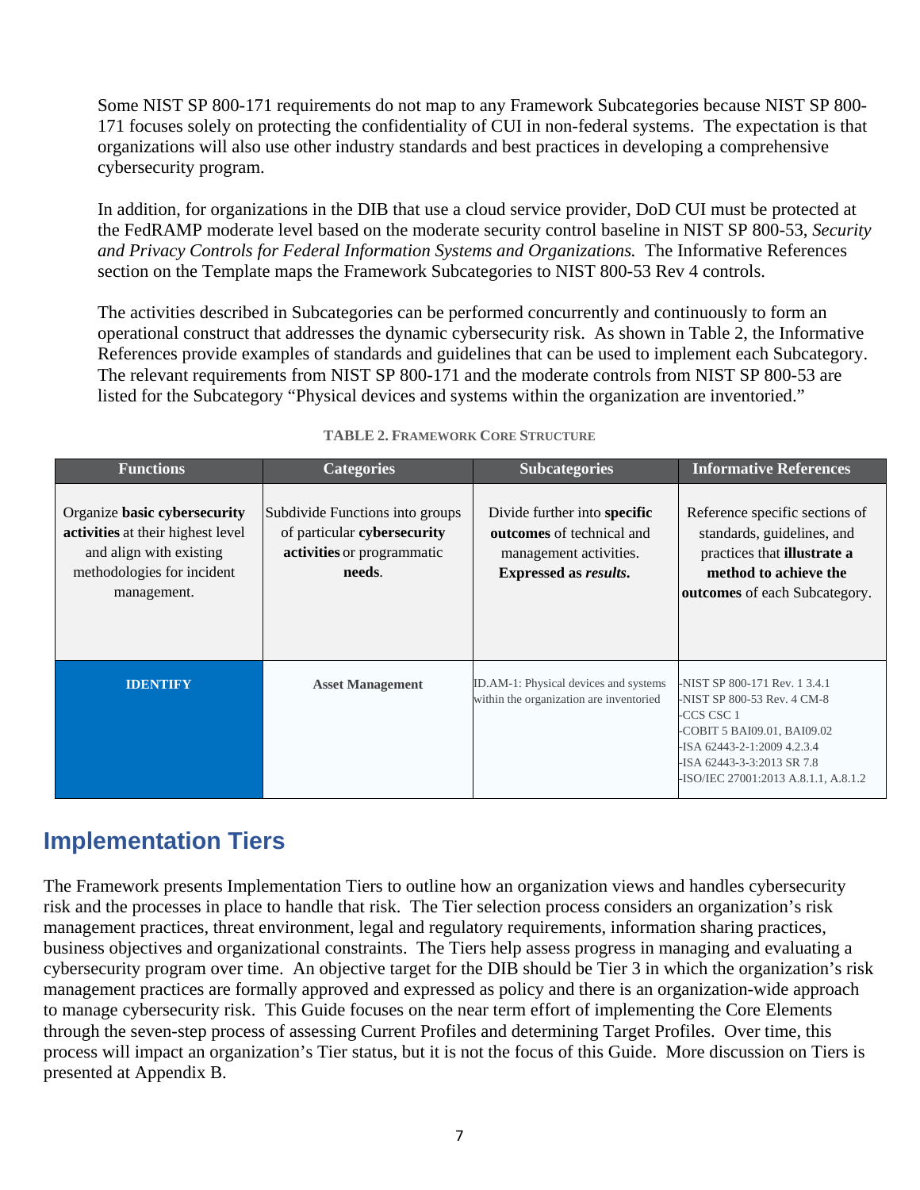Some NIST SP 800-171 requirements do not map to any Framework Subcategories because NIST SP 800-171 focuses solely on protecting the confidentiality of CUI in non-federal systems. The expectation is that organizations will also use other industry standards and best practices in developing a comprehensive cybersecurity program.

In addition, for organizations in the DIB that use a cloud service provider, DoD CUI must be protected at the FedRAMP moderate level based on the moderate security control baseline in NIST SP 800-53, *Security and Privacy Controls for Federal Information Systems and Organizations.* The Informative References section on the Template maps the Framework Subcategories to NIST 800-53 Rev 4 controls.

The activities described in Subcategories can be performed concurrently and continuously to form an operational construct that addresses the dynamic cybersecurity risk. As shown in Table 2, the Informative References provide examples of standards and guidelines that can be used to implement each Subcategory. The relevant requirements from NIST SP 800-171 and the moderate controls from NIST SP 800-53 are listed for the Subcategory "Physical devices and systems within the organization are inventoried."

**TABLE 2. FRAMEWORK CORE STRUCTURE**

| Functions | Categories | Subcategories | Informative References |
|---|---|---|---|
| Organize **basic cybersecurity activities** at their highest level and align with existing methodologies for incident management. | Subdivide Functions into groups of particular **cybersecurity activities** or programmatic **needs**. | Divide further into **specific outcomes** of technical and management activities. **Expressed as *results*.** | Reference specific sections of standards, guidelines, and practices that **illustrate a method to achieve the outcomes** of each Subcategory. |
| **IDENTIFY** | **Asset Management** | ID.AM-1: Physical devices and systems within the organization are inventoried | -NIST SP 800-171 Rev. 1 3.4.1<br>-NIST SP 800-53 Rev. 4 CM-8<br>-CCS CSC 1<br>-COBIT 5 BAI09.01, BAI09.02<br>-ISA 62443-2-1:2009 4.2.3.4<br>-ISA 62443-3-3:2013 SR 7.8<br>-ISO/IEC 27001:2013 A.8.1.1, A.8.1.2 |

## Implementation Tiers

The Framework presents Implementation Tiers to outline how an organization views and handles cybersecurity risk and the processes in place to handle that risk. The Tier selection process considers an organization's risk management practices, threat environment, legal and regulatory requirements, information sharing practices, business objectives and organizational constraints. The Tiers help assess progress in managing and evaluating a cybersecurity program over time. An objective target for the DIB should be Tier 3 in which the organization's risk management practices are formally approved and expressed as policy and there is an organization-wide approach to manage cybersecurity risk. This Guide focuses on the near term effort of implementing the Core Elements through the seven-step process of assessing Current Profiles and determining Target Profiles. Over time, this process will impact an organization's Tier status, but it is not the focus of this Guide. More discussion on Tiers is presented at Appendix B.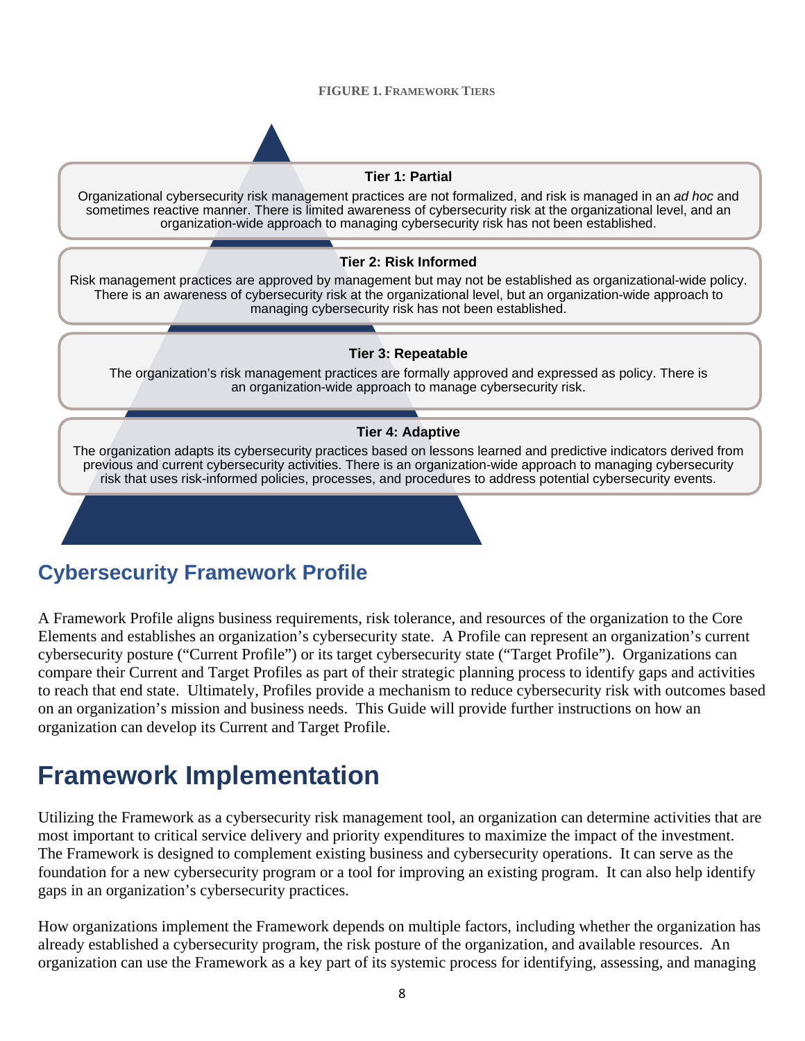**FIGURE 1. FRAMEWORK TIERS**

**Tier 1: Partial**

Organizational cybersecurity risk management practices are not formalized, and risk is managed in an *ad hoc* and sometimes reactive manner. There is limited awareness of cybersecurity risk at the organizational level, and an organization-wide approach to managing cybersecurity risk has not been established.

**Tier 2: Risk Informed**

Risk management practices are approved by management but may not be established as organizational-wide policy. There is an awareness of cybersecurity risk at the organizational level, but an organization-wide approach to managing cybersecurity risk has not been established.

**Tier 3: Repeatable**

The organization's risk management practices are formally approved and expressed as policy. There is an organization-wide approach to manage cybersecurity risk.

**Tier 4: Adaptive**

The organization adapts its cybersecurity practices based on lessons learned and predictive indicators derived from previous and current cybersecurity activities. There is an organization-wide approach to managing cybersecurity risk that uses risk-informed policies, processes, and procedures to address potential cybersecurity events.

## Cybersecurity Framework Profile

A Framework Profile aligns business requirements, risk tolerance, and resources of the organization to the Core Elements and establishes an organization's cybersecurity state. A Profile can represent an organization's current cybersecurity posture ("Current Profile") or its target cybersecurity state ("Target Profile"). Organizations can compare their Current and Target Profiles as part of their strategic planning process to identify gaps and activities to reach that end state. Ultimately, Profiles provide a mechanism to reduce cybersecurity risk with outcomes based on an organization's mission and business needs. This Guide will provide further instructions on how an organization can develop its Current and Target Profile.

# Framework Implementation

Utilizing the Framework as a cybersecurity risk management tool, an organization can determine activities that are most important to critical service delivery and priority expenditures to maximize the impact of the investment. The Framework is designed to complement existing business and cybersecurity operations. It can serve as the foundation for a new cybersecurity program or a tool for improving an existing program. It can also help identify gaps in an organization's cybersecurity practices.

How organizations implement the Framework depends on multiple factors, including whether the organization has already established a cybersecurity program, the risk posture of the organization, and available resources. An organization can use the Framework as a key part of its systemic process for identifying, assessing, and managing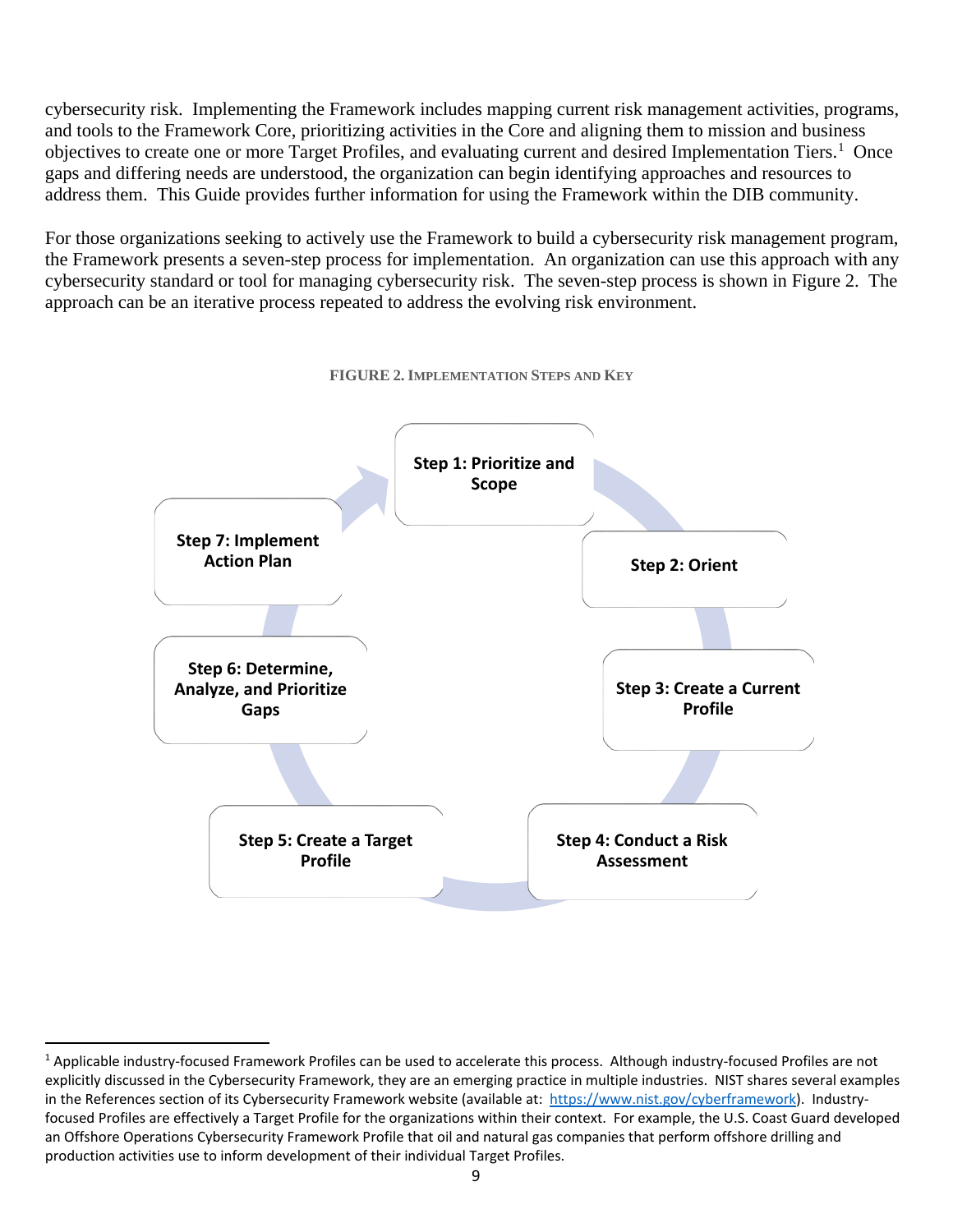cybersecurity risk. Implementing the Framework includes mapping current risk management activities, programs, and tools to the Framework Core, prioritizing activities in the Core and aligning them to mission and business objectives to create one or more Target Profiles, and evaluating current and desired Implementation Tiers.[1] Once gaps and differing needs are understood, the organization can begin identifying approaches and resources to address them. This Guide provides further information for using the Framework within the DIB community.

For those organizations seeking to actively use the Framework to build a cybersecurity risk management program, the Framework presents a seven-step process for implementation. An organization can use this approach with any cybersecurity standard or tool for managing cybersecurity risk. The seven-step process is shown in Figure 2. The approach can be an iterative process repeated to address the evolving risk environment.

**FIGURE 2. IMPLEMENTATION STEPS AND KEY**

- **Step 1: Prioritize and Scope**
- **Step 2: Orient**
- **Step 3: Create a Current Profile**
- **Step 4: Conduct a Risk Assessment**
- **Step 5: Create a Target Profile**
- **Step 6: Determine, Analyze, and Prioritize Gaps**
- **Step 7: Implement Action Plan**

---

[1] Applicable industry-focused Framework Profiles can be used to accelerate this process. Although industry-focused Profiles are not explicitly discussed in the Cybersecurity Framework, they are an emerging practice in multiple industries. NIST shares several examples in the References section of its Cybersecurity Framework website (available at: https://www.nist.gov/cyberframework). Industry-focused Profiles are effectively a Target Profile for the organizations within their context. For example, the U.S. Coast Guard developed an Offshore Operations Cybersecurity Framework Profile that oil and natural gas companies that perform offshore drilling and production activities use to inform development of their individual Target Profiles.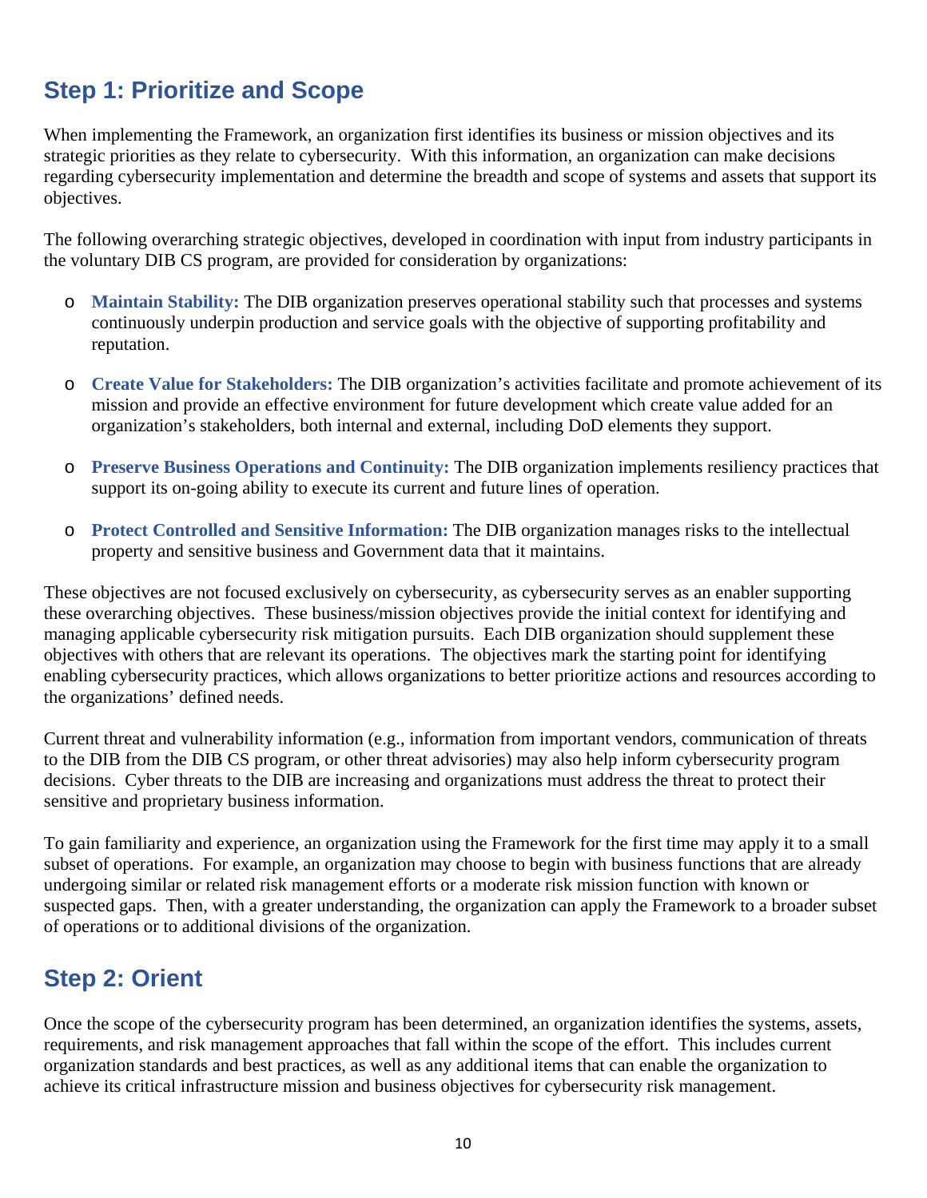## Step 1: Prioritize and Scope

When implementing the Framework, an organization first identifies its business or mission objectives and its strategic priorities as they relate to cybersecurity. With this information, an organization can make decisions regarding cybersecurity implementation and determine the breadth and scope of systems and assets that support its objectives.

The following overarching strategic objectives, developed in coordination with input from industry participants in the voluntary DIB CS program, are provided for consideration by organizations:

- **Maintain Stability:** The DIB organization preserves operational stability such that processes and systems continuously underpin production and service goals with the objective of supporting profitability and reputation.

- **Create Value for Stakeholders:** The DIB organization's activities facilitate and promote achievement of its mission and provide an effective environment for future development which create value added for an organization's stakeholders, both internal and external, including DoD elements they support.

- **Preserve Business Operations and Continuity:** The DIB organization implements resiliency practices that support its on-going ability to execute its current and future lines of operation.

- **Protect Controlled and Sensitive Information:** The DIB organization manages risks to the intellectual property and sensitive business and Government data that it maintains.

These objectives are not focused exclusively on cybersecurity, as cybersecurity serves as an enabler supporting these overarching objectives. These business/mission objectives provide the initial context for identifying and managing applicable cybersecurity risk mitigation pursuits. Each DIB organization should supplement these objectives with others that are relevant its operations. The objectives mark the starting point for identifying enabling cybersecurity practices, which allows organizations to better prioritize actions and resources according to the organizations' defined needs.

Current threat and vulnerability information (e.g., information from important vendors, communication of threats to the DIB from the DIB CS program, or other threat advisories) may also help inform cybersecurity program decisions. Cyber threats to the DIB are increasing and organizations must address the threat to protect their sensitive and proprietary business information.

To gain familiarity and experience, an organization using the Framework for the first time may apply it to a small subset of operations. For example, an organization may choose to begin with business functions that are already undergoing similar or related risk management efforts or a moderate risk mission function with known or suspected gaps. Then, with a greater understanding, the organization can apply the Framework to a broader subset of operations or to additional divisions of the organization.

## Step 2: Orient

Once the scope of the cybersecurity program has been determined, an organization identifies the systems, assets, requirements, and risk management approaches that fall within the scope of the effort. This includes current organization standards and best practices, as well as any additional items that can enable the organization to achieve its critical infrastructure mission and business objectives for cybersecurity risk management.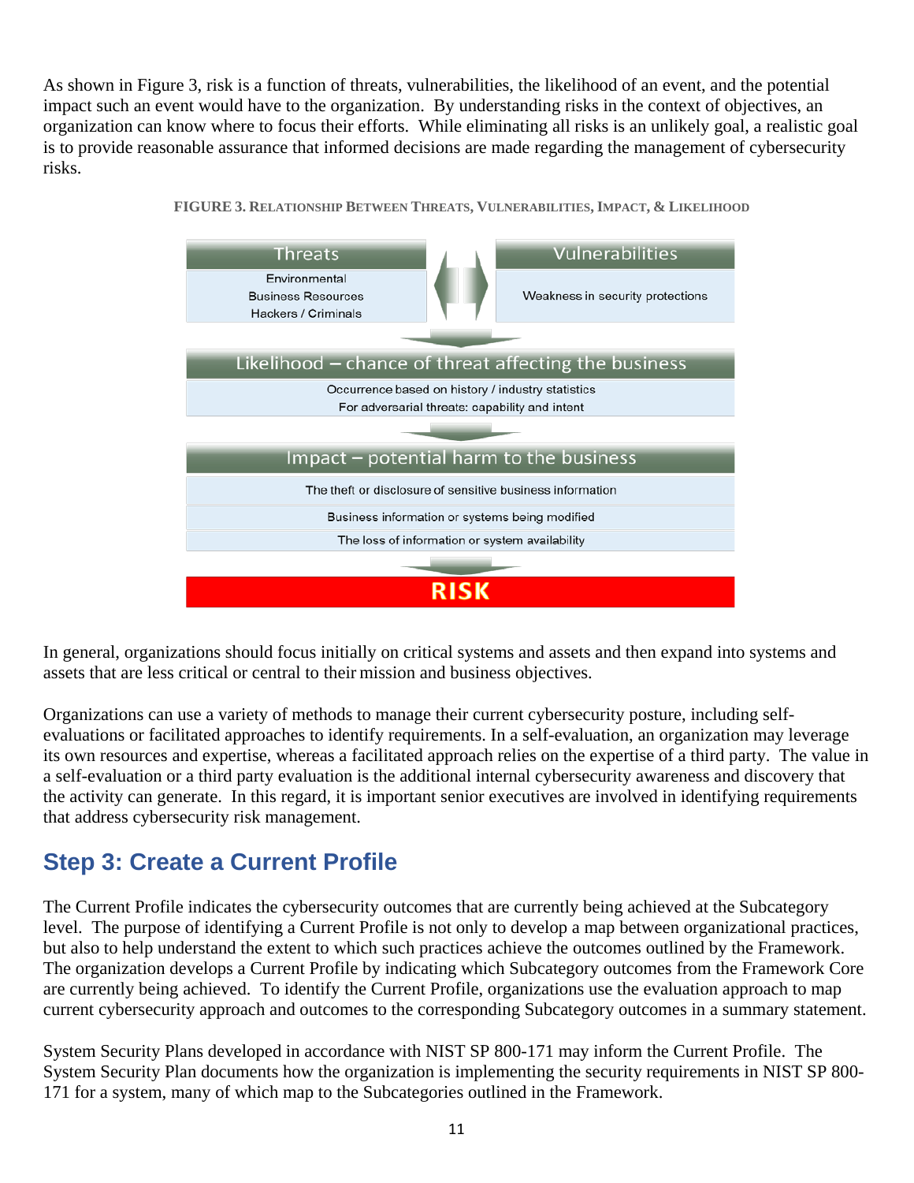As shown in Figure 3, risk is a function of threats, vulnerabilities, the likelihood of an event, and the potential impact such an event would have to the organization. By understanding risks in the context of objectives, an organization can know where to focus their efforts. While eliminating all risks is an unlikely goal, a realistic goal is to provide reasonable assurance that informed decisions are made regarding the management of cybersecurity risks.

**FIGURE 3. RELATIONSHIP BETWEEN THREATS, VULNERABILITIES, IMPACT, & LIKELIHOOD**

| Threats | Vulnerabilities |
| --- | --- |
| Environmental<br>Business Resources<br>Hackers / Criminals | Weakness in security protections |

**Likelihood – chance of threat affecting the business**

Occurrence based on history / industry statistics
For adversarial threats: capability and intent

**Impact – potential harm to the business**

The theft or disclosure of sensitive business information
Business information or systems being modified
The loss of information or system availability

**RISK**

In general, organizations should focus initially on critical systems and assets and then expand into systems and assets that are less critical or central to their mission and business objectives.

Organizations can use a variety of methods to manage their current cybersecurity posture, including self-evaluations or facilitated approaches to identify requirements. In a self-evaluation, an organization may leverage its own resources and expertise, whereas a facilitated approach relies on the expertise of a third party. The value in a self-evaluation or a third party evaluation is the additional internal cybersecurity awareness and discovery that the activity can generate. In this regard, it is important senior executives are involved in identifying requirements that address cybersecurity risk management.

## Step 3: Create a Current Profile

The Current Profile indicates the cybersecurity outcomes that are currently being achieved at the Subcategory level. The purpose of identifying a Current Profile is not only to develop a map between organizational practices, but also to help understand the extent to which such practices achieve the outcomes outlined by the Framework. The organization develops a Current Profile by indicating which Subcategory outcomes from the Framework Core are currently being achieved. To identify the Current Profile, organizations use the evaluation approach to map current cybersecurity approach and outcomes to the corresponding Subcategory outcomes in a summary statement.

System Security Plans developed in accordance with NIST SP 800-171 may inform the Current Profile. The System Security Plan documents how the organization is implementing the security requirements in NIST SP 800-171 for a system, many of which map to the Subcategories outlined in the Framework.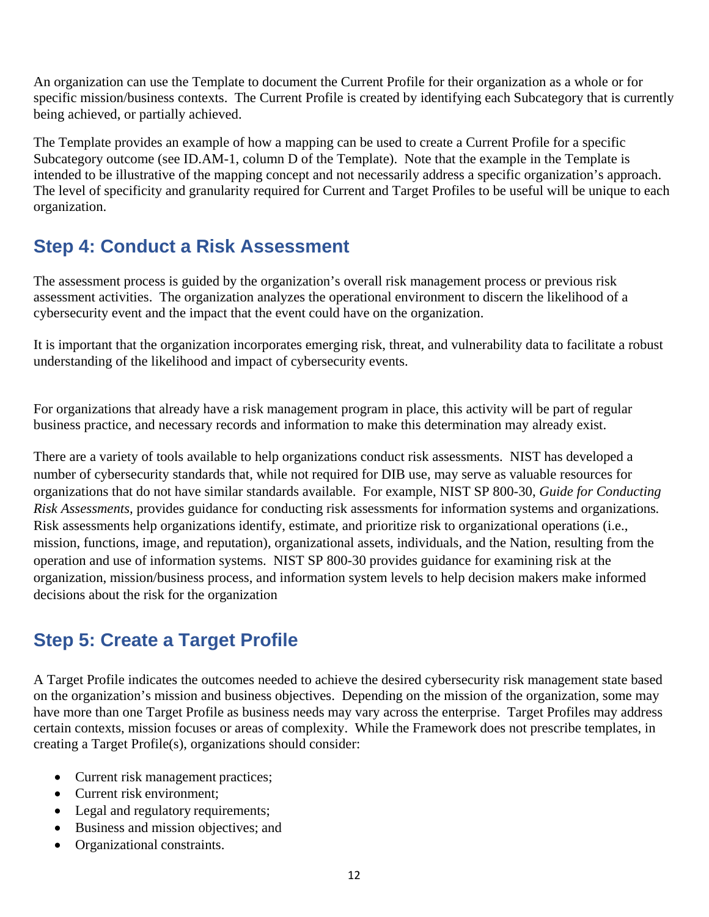An organization can use the Template to document the Current Profile for their organization as a whole or for specific mission/business contexts. The Current Profile is created by identifying each Subcategory that is currently being achieved, or partially achieved.

The Template provides an example of how a mapping can be used to create a Current Profile for a specific Subcategory outcome (see ID.AM-1, column D of the Template). Note that the example in the Template is intended to be illustrative of the mapping concept and not necessarily address a specific organization's approach. The level of specificity and granularity required for Current and Target Profiles to be useful will be unique to each organization.

## Step 4: Conduct a Risk Assessment

The assessment process is guided by the organization's overall risk management process or previous risk assessment activities. The organization analyzes the operational environment to discern the likelihood of a cybersecurity event and the impact that the event could have on the organization.

It is important that the organization incorporates emerging risk, threat, and vulnerability data to facilitate a robust understanding of the likelihood and impact of cybersecurity events.

For organizations that already have a risk management program in place, this activity will be part of regular business practice, and necessary records and information to make this determination may already exist.

There are a variety of tools available to help organizations conduct risk assessments. NIST has developed a number of cybersecurity standards that, while not required for DIB use, may serve as valuable resources for organizations that do not have similar standards available. For example, NIST SP 800-30, *Guide for Conducting Risk Assessments,* provides guidance for conducting risk assessments for information systems and organizations. Risk assessments help organizations identify, estimate, and prioritize risk to organizational operations (i.e., mission, functions, image, and reputation), organizational assets, individuals, and the Nation, resulting from the operation and use of information systems. NIST SP 800-30 provides guidance for examining risk at the organization, mission/business process, and information system levels to help decision makers make informed decisions about the risk for the organization

## Step 5: Create a Target Profile

A Target Profile indicates the outcomes needed to achieve the desired cybersecurity risk management state based on the organization's mission and business objectives. Depending on the mission of the organization, some may have more than one Target Profile as business needs may vary across the enterprise. Target Profiles may address certain contexts, mission focuses or areas of complexity. While the Framework does not prescribe templates, in creating a Target Profile(s), organizations should consider:

- Current risk management practices;
- Current risk environment;
- Legal and regulatory requirements;
- Business and mission objectives; and
- Organizational constraints.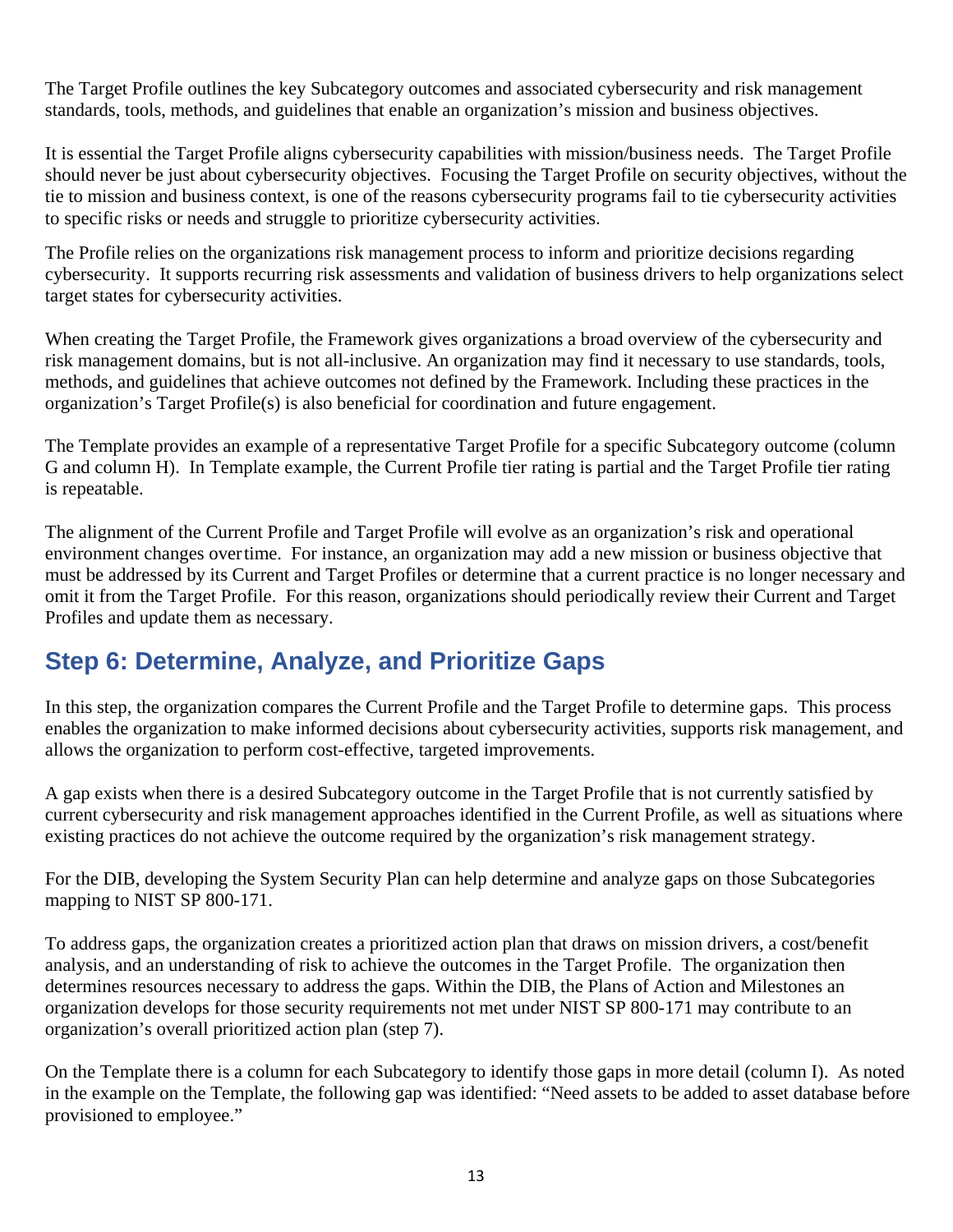The Target Profile outlines the key Subcategory outcomes and associated cybersecurity and risk management standards, tools, methods, and guidelines that enable an organization's mission and business objectives.

It is essential the Target Profile aligns cybersecurity capabilities with mission/business needs. The Target Profile should never be just about cybersecurity objectives. Focusing the Target Profile on security objectives, without the tie to mission and business context, is one of the reasons cybersecurity programs fail to tie cybersecurity activities to specific risks or needs and struggle to prioritize cybersecurity activities.

The Profile relies on the organizations risk management process to inform and prioritize decisions regarding cybersecurity. It supports recurring risk assessments and validation of business drivers to help organizations select target states for cybersecurity activities.

When creating the Target Profile, the Framework gives organizations a broad overview of the cybersecurity and risk management domains, but is not all-inclusive. An organization may find it necessary to use standards, tools, methods, and guidelines that achieve outcomes not defined by the Framework. Including these practices in the organization's Target Profile(s) is also beneficial for coordination and future engagement.

The Template provides an example of a representative Target Profile for a specific Subcategory outcome (column G and column H). In Template example, the Current Profile tier rating is partial and the Target Profile tier rating is repeatable.

The alignment of the Current Profile and Target Profile will evolve as an organization's risk and operational environment changes overtime. For instance, an organization may add a new mission or business objective that must be addressed by its Current and Target Profiles or determine that a current practice is no longer necessary and omit it from the Target Profile. For this reason, organizations should periodically review their Current and Target Profiles and update them as necessary.

## Step 6: Determine, Analyze, and Prioritize Gaps

In this step, the organization compares the Current Profile and the Target Profile to determine gaps. This process enables the organization to make informed decisions about cybersecurity activities, supports risk management, and allows the organization to perform cost-effective, targeted improvements.

A gap exists when there is a desired Subcategory outcome in the Target Profile that is not currently satisfied by current cybersecurity and risk management approaches identified in the Current Profile, as well as situations where existing practices do not achieve the outcome required by the organization's risk management strategy.

For the DIB, developing the System Security Plan can help determine and analyze gaps on those Subcategories mapping to NIST SP 800-171.

To address gaps, the organization creates a prioritized action plan that draws on mission drivers, a cost/benefit analysis, and an understanding of risk to achieve the outcomes in the Target Profile. The organization then determines resources necessary to address the gaps. Within the DIB, the Plans of Action and Milestones an organization develops for those security requirements not met under NIST SP 800-171 may contribute to an organization's overall prioritized action plan (step 7).

On the Template there is a column for each Subcategory to identify those gaps in more detail (column I). As noted in the example on the Template, the following gap was identified: "Need assets to be added to asset database before provisioned to employee."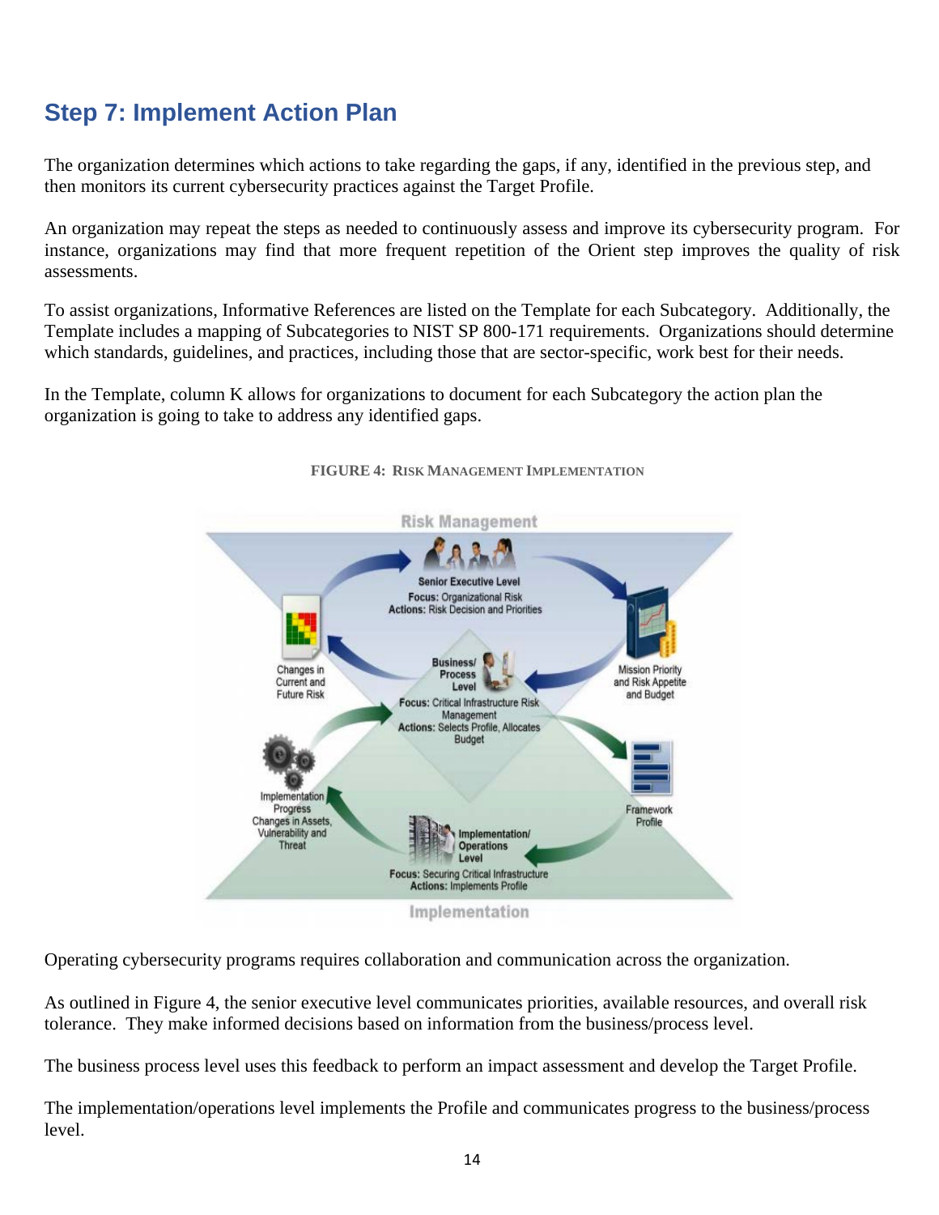## Step 7: Implement Action Plan

The organization determines which actions to take regarding the gaps, if any, identified in the previous step, and then monitors its current cybersecurity practices against the Target Profile.

An organization may repeat the steps as needed to continuously assess and improve its cybersecurity program. For instance, organizations may find that more frequent repetition of the Orient step improves the quality of risk assessments.

To assist organizations, Informative References are listed on the Template for each Subcategory. Additionally, the Template includes a mapping of Subcategories to NIST SP 800-171 requirements. Organizations should determine which standards, guidelines, and practices, including those that are sector-specific, work best for their needs.

In the Template, column K allows for organizations to document for each Subcategory the action plan the organization is going to take to address any identified gaps.

FIGURE 4: RISK MANAGEMENT IMPLEMENTATION

Operating cybersecurity programs requires collaboration and communication across the organization.

As outlined in Figure 4, the senior executive level communicates priorities, available resources, and overall risk tolerance. They make informed decisions based on information from the business/process level.

The business process level uses this feedback to perform an impact assessment and develop the Target Profile.

The implementation/operations level implements the Profile and communicates progress to the business/process level.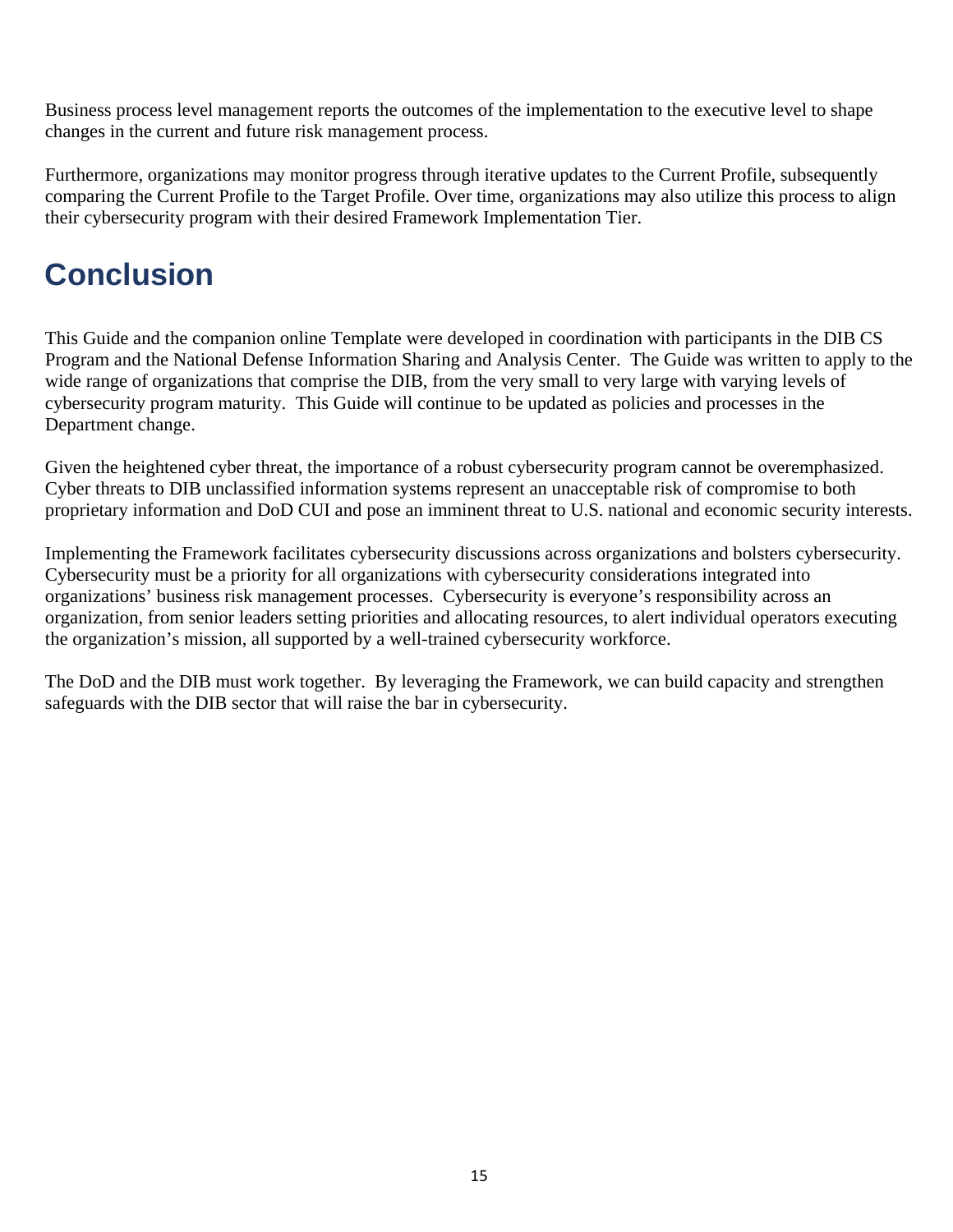Business process level management reports the outcomes of the implementation to the executive level to shape changes in the current and future risk management process.

Furthermore, organizations may monitor progress through iterative updates to the Current Profile, subsequently comparing the Current Profile to the Target Profile. Over time, organizations may also utilize this process to align their cybersecurity program with their desired Framework Implementation Tier.

# Conclusion

This Guide and the companion online Template were developed in coordination with participants in the DIB CS Program and the National Defense Information Sharing and Analysis Center. The Guide was written to apply to the wide range of organizations that comprise the DIB, from the very small to very large with varying levels of cybersecurity program maturity. This Guide will continue to be updated as policies and processes in the Department change.

Given the heightened cyber threat, the importance of a robust cybersecurity program cannot be overemphasized. Cyber threats to DIB unclassified information systems represent an unacceptable risk of compromise to both proprietary information and DoD CUI and pose an imminent threat to U.S. national and economic security interests.

Implementing the Framework facilitates cybersecurity discussions across organizations and bolsters cybersecurity. Cybersecurity must be a priority for all organizations with cybersecurity considerations integrated into organizations' business risk management processes. Cybersecurity is everyone's responsibility across an organization, from senior leaders setting priorities and allocating resources, to alert individual operators executing the organization's mission, all supported by a well-trained cybersecurity workforce.

The DoD and the DIB must work together. By leveraging the Framework, we can build capacity and strengthen safeguards with the DIB sector that will raise the bar in cybersecurity.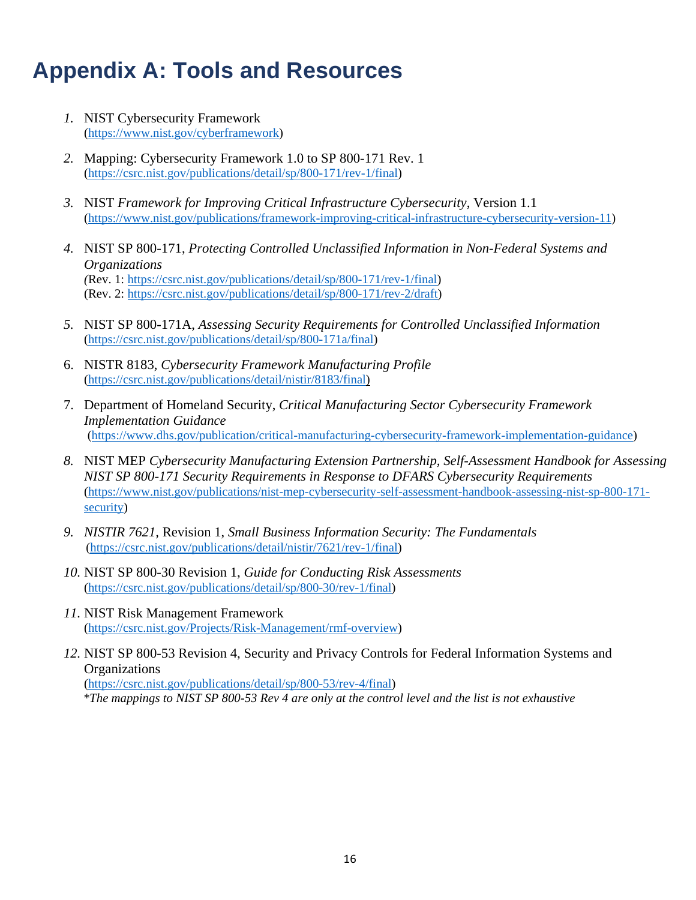# Appendix A: Tools and Resources

1. NIST Cybersecurity Framework
(https://www.nist.gov/cyberframework)

2. Mapping: Cybersecurity Framework 1.0 to SP 800-171 Rev. 1
(https://csrc.nist.gov/publications/detail/sp/800-171/rev-1/final)

3. NIST *Framework for Improving Critical Infrastructure Cybersecurity*, Version 1.1
(https://www.nist.gov/publications/framework-improving-critical-infrastructure-cybersecurity-version-11)

4. NIST SP 800-171, *Protecting Controlled Unclassified Information in Non-Federal Systems and Organizations*
(Rev. 1: https://csrc.nist.gov/publications/detail/sp/800-171/rev-1/final)
(Rev. 2: https://csrc.nist.gov/publications/detail/sp/800-171/rev-2/draft)

5. NIST SP 800-171A, *Assessing Security Requirements for Controlled Unclassified Information*
(https://csrc.nist.gov/publications/detail/sp/800-171a/final)

6. NISTR 8183, *Cybersecurity Framework Manufacturing Profile*
(https://csrc.nist.gov/publications/detail/nistir/8183/final)

7. Department of Homeland Security, *Critical Manufacturing Sector Cybersecurity Framework Implementation Guidance*
(https://www.dhs.gov/publication/critical-manufacturing-cybersecurity-framework-implementation-guidance)

8. NIST MEP *Cybersecurity Manufacturing Extension Partnership, Self-Assessment Handbook for Assessing NIST SP 800-171 Security Requirements in Response to DFARS Cybersecurity Requirements*
(https://www.nist.gov/publications/nist-mep-cybersecurity-self-assessment-handbook-assessing-nist-sp-800-171-security)

9. *NISTIR 7621*, Revision 1, *Small Business Information Security: The Fundamentals*
(https://csrc.nist.gov/publications/detail/nistir/7621/rev-1/final)

10. NIST SP 800-30 Revision 1, *Guide for Conducting Risk Assessments*
(https://csrc.nist.gov/publications/detail/sp/800-30/rev-1/final)

11. NIST Risk Management Framework
(https://csrc.nist.gov/Projects/Risk-Management/rmf-overview)

12. NIST SP 800-53 Revision 4, Security and Privacy Controls for Federal Information Systems and Organizations
(https://csrc.nist.gov/publications/detail/sp/800-53/rev-4/final)
*\*The mappings to NIST SP 800-53 Rev 4 are only at the control level and the list is not exhaustive*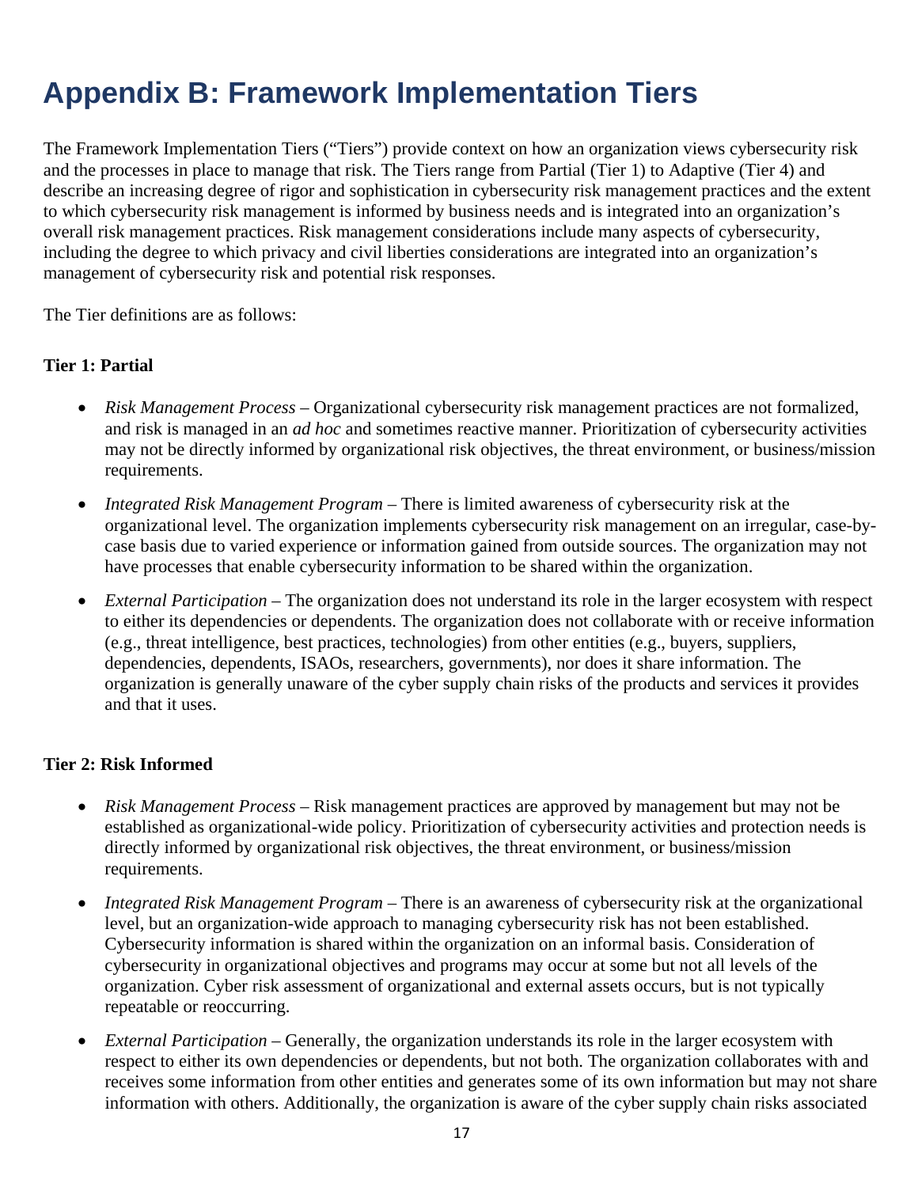# Appendix B: Framework Implementation Tiers

The Framework Implementation Tiers ("Tiers") provide context on how an organization views cybersecurity risk and the processes in place to manage that risk. The Tiers range from Partial (Tier 1) to Adaptive (Tier 4) and describe an increasing degree of rigor and sophistication in cybersecurity risk management practices and the extent to which cybersecurity risk management is informed by business needs and is integrated into an organization's overall risk management practices. Risk management considerations include many aspects of cybersecurity, including the degree to which privacy and civil liberties considerations are integrated into an organization's management of cybersecurity risk and potential risk responses.

The Tier definitions are as follows:

**Tier 1: Partial**

- *Risk Management Process* – Organizational cybersecurity risk management practices are not formalized, and risk is managed in an *ad hoc* and sometimes reactive manner. Prioritization of cybersecurity activities may not be directly informed by organizational risk objectives, the threat environment, or business/mission requirements.
- *Integrated Risk Management Program* – There is limited awareness of cybersecurity risk at the organizational level. The organization implements cybersecurity risk management on an irregular, case-by-case basis due to varied experience or information gained from outside sources. The organization may not have processes that enable cybersecurity information to be shared within the organization.
- *External Participation* – The organization does not understand its role in the larger ecosystem with respect to either its dependencies or dependents. The organization does not collaborate with or receive information (e.g., threat intelligence, best practices, technologies) from other entities (e.g., buyers, suppliers, dependencies, dependents, ISAOs, researchers, governments), nor does it share information. The organization is generally unaware of the cyber supply chain risks of the products and services it provides and that it uses.

**Tier 2: Risk Informed**

- *Risk Management Process* – Risk management practices are approved by management but may not be established as organizational-wide policy. Prioritization of cybersecurity activities and protection needs is directly informed by organizational risk objectives, the threat environment, or business/mission requirements.
- *Integrated Risk Management Program* – There is an awareness of cybersecurity risk at the organizational level, but an organization-wide approach to managing cybersecurity risk has not been established. Cybersecurity information is shared within the organization on an informal basis. Consideration of cybersecurity in organizational objectives and programs may occur at some but not all levels of the organization. Cyber risk assessment of organizational and external assets occurs, but is not typically repeatable or reoccurring.
- *External Participation* – Generally, the organization understands its role in the larger ecosystem with respect to either its own dependencies or dependents, but not both. The organization collaborates with and receives some information from other entities and generates some of its own information but may not share information with others. Additionally, the organization is aware of the cyber supply chain risks associated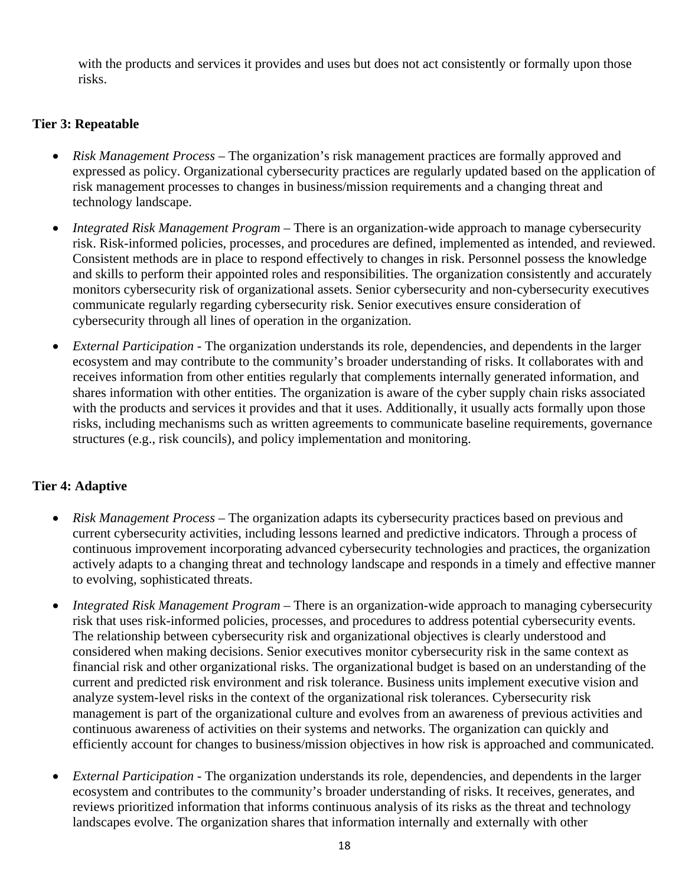with the products and services it provides and uses but does not act consistently or formally upon those risks.

### Tier 3: Repeatable

- *Risk Management Process* – The organization's risk management practices are formally approved and expressed as policy. Organizational cybersecurity practices are regularly updated based on the application of risk management processes to changes in business/mission requirements and a changing threat and technology landscape.
- *Integrated Risk Management Program* – There is an organization-wide approach to manage cybersecurity risk. Risk-informed policies, processes, and procedures are defined, implemented as intended, and reviewed. Consistent methods are in place to respond effectively to changes in risk. Personnel possess the knowledge and skills to perform their appointed roles and responsibilities. The organization consistently and accurately monitors cybersecurity risk of organizational assets. Senior cybersecurity and non-cybersecurity executives communicate regularly regarding cybersecurity risk. Senior executives ensure consideration of cybersecurity through all lines of operation in the organization.
- *External Participation* - The organization understands its role, dependencies, and dependents in the larger ecosystem and may contribute to the community's broader understanding of risks. It collaborates with and receives information from other entities regularly that complements internally generated information, and shares information with other entities. The organization is aware of the cyber supply chain risks associated with the products and services it provides and that it uses. Additionally, it usually acts formally upon those risks, including mechanisms such as written agreements to communicate baseline requirements, governance structures (e.g., risk councils), and policy implementation and monitoring.

### Tier 4: Adaptive

- *Risk Management Process* – The organization adapts its cybersecurity practices based on previous and current cybersecurity activities, including lessons learned and predictive indicators. Through a process of continuous improvement incorporating advanced cybersecurity technologies and practices, the organization actively adapts to a changing threat and technology landscape and responds in a timely and effective manner to evolving, sophisticated threats.
- *Integrated Risk Management Program* – There is an organization-wide approach to managing cybersecurity risk that uses risk-informed policies, processes, and procedures to address potential cybersecurity events. The relationship between cybersecurity risk and organizational objectives is clearly understood and considered when making decisions. Senior executives monitor cybersecurity risk in the same context as financial risk and other organizational risks. The organizational budget is based on an understanding of the current and predicted risk environment and risk tolerance. Business units implement executive vision and analyze system-level risks in the context of the organizational risk tolerances. Cybersecurity risk management is part of the organizational culture and evolves from an awareness of previous activities and continuous awareness of activities on their systems and networks. The organization can quickly and efficiently account for changes to business/mission objectives in how risk is approached and communicated.
- *External Participation* - The organization understands its role, dependencies, and dependents in the larger ecosystem and contributes to the community's broader understanding of risks. It receives, generates, and reviews prioritized information that informs continuous analysis of its risks as the threat and technology landscapes evolve. The organization shares that information internally and externally with other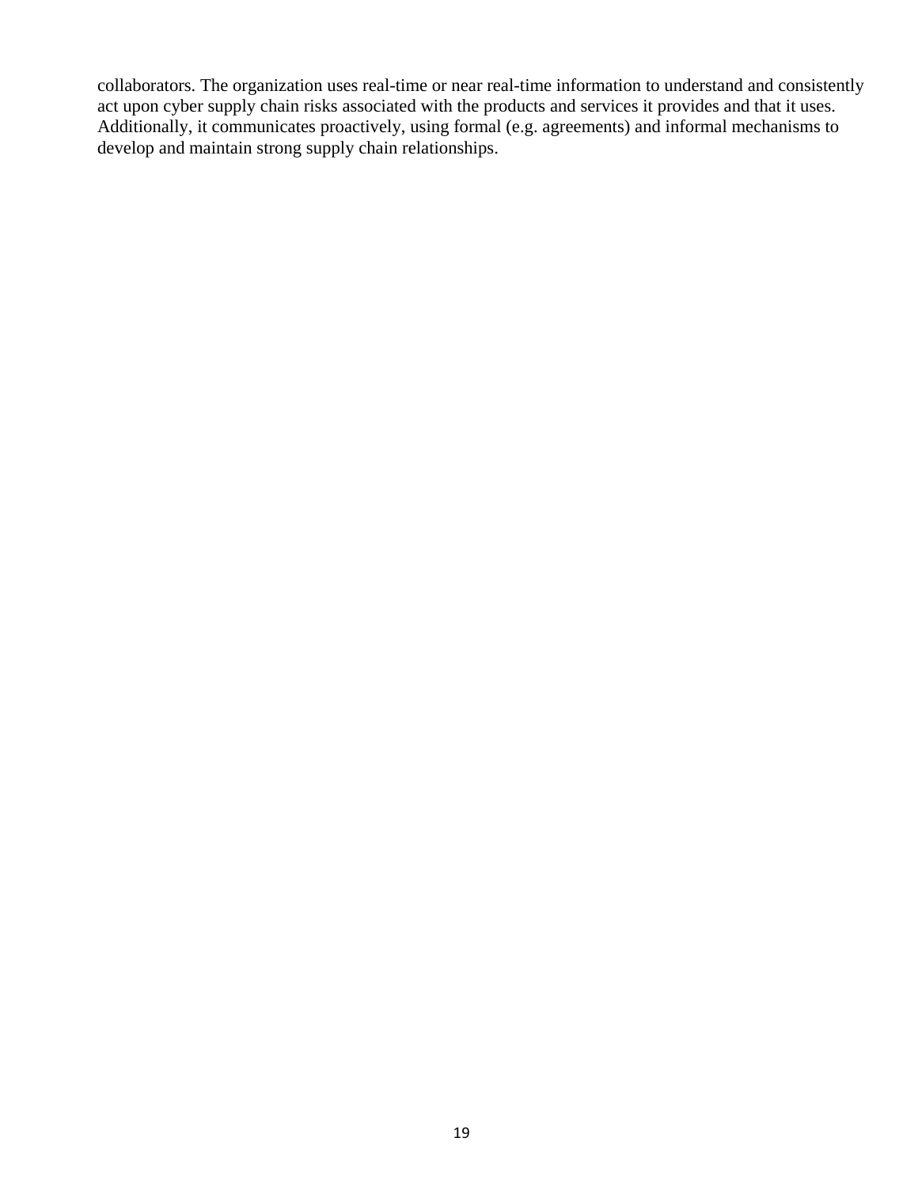collaborators. The organization uses real-time or near real-time information to understand and consistently act upon cyber supply chain risks associated with the products and services it provides and that it uses. Additionally, it communicates proactively, using formal (e.g. agreements) and informal mechanisms to develop and maintain strong supply chain relationships.